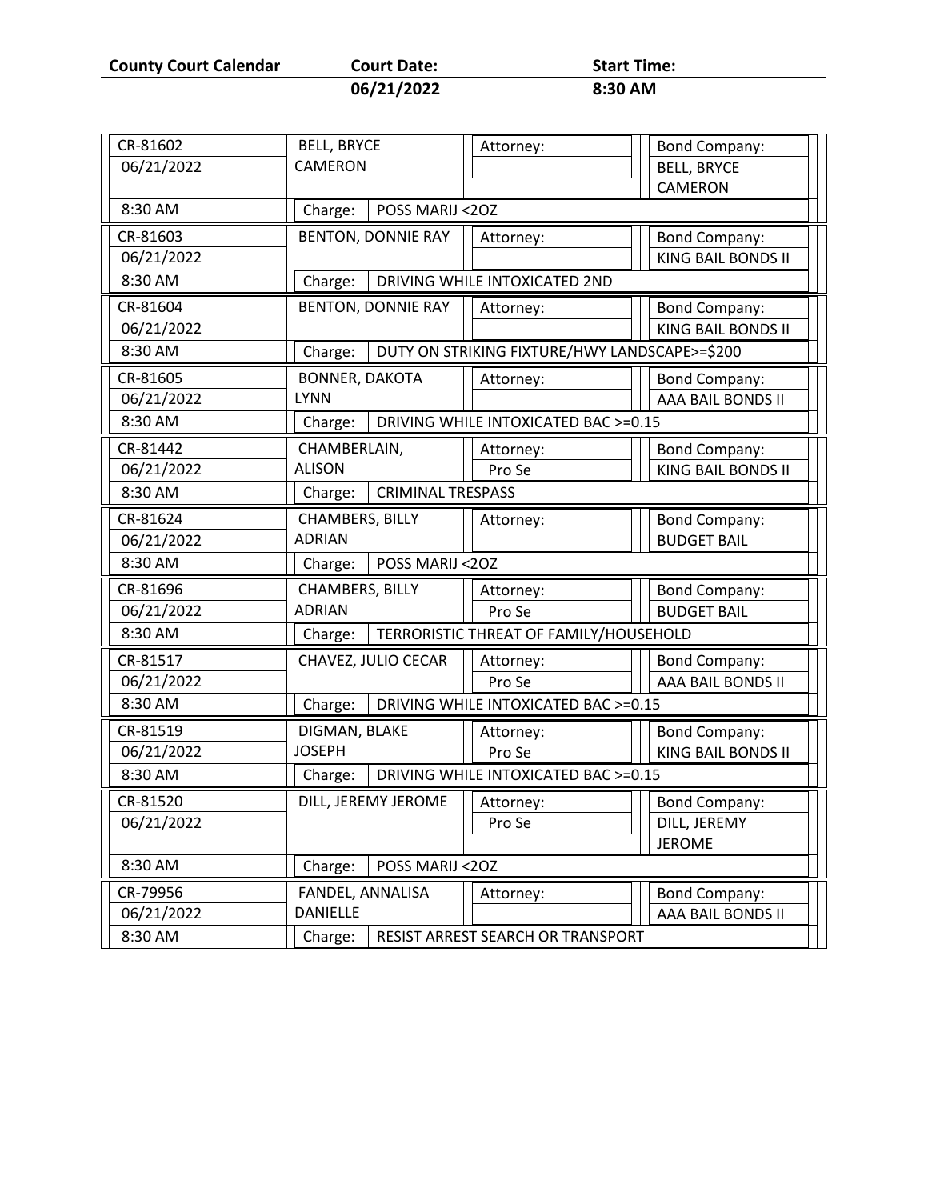**County Court Calendar** **Court Date:** **06/21/2022** **Start Time:** **8:30 AM**

| Case No. | Date | Time | Defendant | Attorney | Bond Company | Charge |
|---|---|---|---|---|---|---|
| CR-81602 | 06/21/2022 | 8:30 AM | BELL, BRYCE CAMERON | | BELL, BRYCE CAMERON | POSS MARIJ <2OZ |
| CR-81603 | 06/21/2022 | 8:30 AM | BENTON, DONNIE RAY | | KING BAIL BONDS II | DRIVING WHILE INTOXICATED 2ND |
| CR-81604 | 06/21/2022 | 8:30 AM | BENTON, DONNIE RAY | | KING BAIL BONDS II | DUTY ON STRIKING FIXTURE/HWY LANDSCAPE>=$200 |
| CR-81605 | 06/21/2022 | 8:30 AM | BONNER, DAKOTA LYNN | | AAA BAIL BONDS II | DRIVING WHILE INTOXICATED BAC >=0.15 |
| CR-81442 | 06/21/2022 | 8:30 AM | CHAMBERLAIN, ALISON | Pro Se | KING BAIL BONDS II | CRIMINAL TRESPASS |
| CR-81624 | 06/21/2022 | 8:30 AM | CHAMBERS, BILLY ADRIAN | | BUDGET BAIL | POSS MARIJ <2OZ |
| CR-81696 | 06/21/2022 | 8:30 AM | CHAMBERS, BILLY ADRIAN | Pro Se | BUDGET BAIL | TERRORISTIC THREAT OF FAMILY/HOUSEHOLD |
| CR-81517 | 06/21/2022 | 8:30 AM | CHAVEZ, JULIO CECAR | Pro Se | AAA BAIL BONDS II | DRIVING WHILE INTOXICATED BAC >=0.15 |
| CR-81519 | 06/21/2022 | 8:30 AM | DIGMAN, BLAKE JOSEPH | Pro Se | KING BAIL BONDS II | DRIVING WHILE INTOXICATED BAC >=0.15 |
| CR-81520 | 06/21/2022 | 8:30 AM | DILL, JEREMY JEROME | Pro Se | DILL, JEREMY JEROME | POSS MARIJ <2OZ |
| CR-79956 | 06/21/2022 | 8:30 AM | FANDEL, ANNALISA DANIELLE | | AAA BAIL BONDS II | RESIST ARREST SEARCH OR TRANSPORT |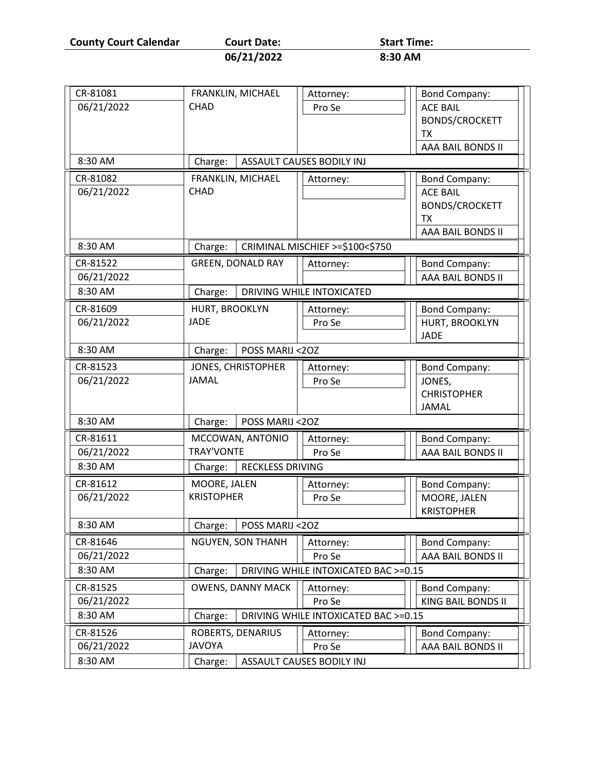| County Court Calendar | Court Date: | Start Time: |
|---|---|---|
| | 06/21/2022 | 8:30 AM |

| Case No. / Date / Time | Defendant | Attorney | Bond Company | Charge |
|---|---|---|---|---|
| CR-81081<br>06/21/2022<br>8:30 AM | FRANKLIN, MICHAEL CHAD | Pro Se | ACE BAIL BONDS/CROCKETT TX<br>AAA BAIL BONDS II | ASSAULT CAUSES BODILY INJ |
| CR-81082<br>06/21/2022<br>8:30 AM | FRANKLIN, MICHAEL CHAD | | ACE BAIL BONDS/CROCKETT TX<br>AAA BAIL BONDS II | CRIMINAL MISCHIEF >=$100<$750 |
| CR-81522<br>06/21/2022<br>8:30 AM | GREEN, DONALD RAY | | AAA BAIL BONDS II | DRIVING WHILE INTOXICATED |
| CR-81609<br>06/21/2022<br>8:30 AM | HURT, BROOKLYN JADE | Pro Se | HURT, BROOKLYN JADE | POSS MARIJ <2OZ |
| CR-81523<br>06/21/2022<br>8:30 AM | JONES, CHRISTOPHER JAMAL | Pro Se | JONES, CHRISTOPHER JAMAL | POSS MARIJ <2OZ |
| CR-81611<br>06/21/2022<br>8:30 AM | MCCOWAN, ANTONIO TRAY'VONTE | Pro Se | AAA BAIL BONDS II | RECKLESS DRIVING |
| CR-81612<br>06/21/2022<br>8:30 AM | MOORE, JALEN KRISTOPHER | Pro Se | MOORE, JALEN KRISTOPHER | POSS MARIJ <2OZ |
| CR-81646<br>06/21/2022<br>8:30 AM | NGUYEN, SON THANH | Pro Se | AAA BAIL BONDS II | DRIVING WHILE INTOXICATED BAC >=0.15 |
| CR-81525<br>06/21/2022<br>8:30 AM | OWENS, DANNY MACK | Pro Se | KING BAIL BONDS II | DRIVING WHILE INTOXICATED BAC >=0.15 |
| CR-81526<br>06/21/2022<br>8:30 AM | ROBERTS, DENARIUS JAVOYA | Pro Se | AAA BAIL BONDS II | ASSAULT CAUSES BODILY INJ |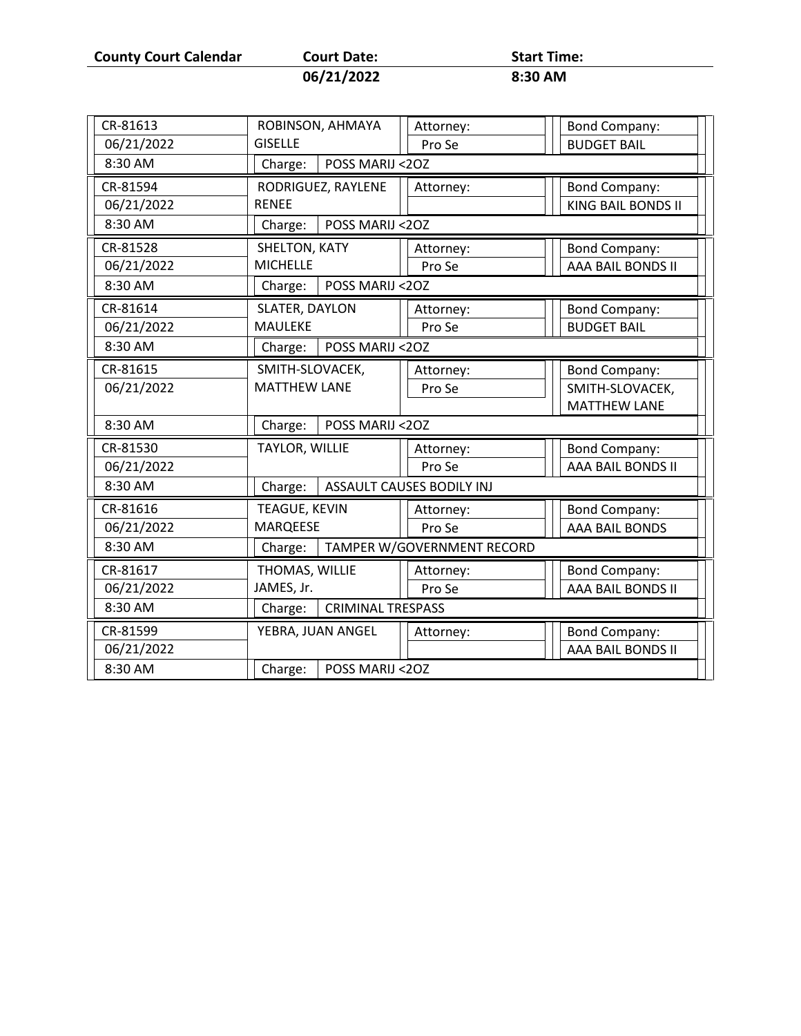| County Court Calendar | Court Date: | Start Time: |
|---|---|---|
| | **06/21/2022** | **8:30 AM** |

| Case No. | Date | Time | Defendant | Attorney | Bond Company | Charge |
|---|---|---|---|---|---|---|
| CR-81613 | 06/21/2022 | 8:30 AM | ROBINSON, AHMAYA GISELLE | Pro Se | BUDGET BAIL | POSS MARIJ <2OZ |
| CR-81594 | 06/21/2022 | 8:30 AM | RODRIGUEZ, RAYLENE RENEE | | KING BAIL BONDS II | POSS MARIJ <2OZ |
| CR-81528 | 06/21/2022 | 8:30 AM | SHELTON, KATY MICHELLE | Pro Se | AAA BAIL BONDS II | POSS MARIJ <2OZ |
| CR-81614 | 06/21/2022 | 8:30 AM | SLATER, DAYLON MAULEKE | Pro Se | BUDGET BAIL | POSS MARIJ <2OZ |
| CR-81615 | 06/21/2022 | 8:30 AM | SMITH-SLOVACEK, MATTHEW LANE | Pro Se | SMITH-SLOVACEK, MATTHEW LANE | POSS MARIJ <2OZ |
| CR-81530 | 06/21/2022 | 8:30 AM | TAYLOR, WILLIE | Pro Se | AAA BAIL BONDS II | ASSAULT CAUSES BODILY INJ |
| CR-81616 | 06/21/2022 | 8:30 AM | TEAGUE, KEVIN MARQEESE | Pro Se | AAA BAIL BONDS | TAMPER W/GOVERNMENT RECORD |
| CR-81617 | 06/21/2022 | 8:30 AM | THOMAS, WILLIE JAMES, Jr. | Pro Se | AAA BAIL BONDS II | CRIMINAL TRESPASS |
| CR-81599 | 06/21/2022 | 8:30 AM | YEBRA, JUAN ANGEL | | AAA BAIL BONDS II | POSS MARIJ <2OZ |